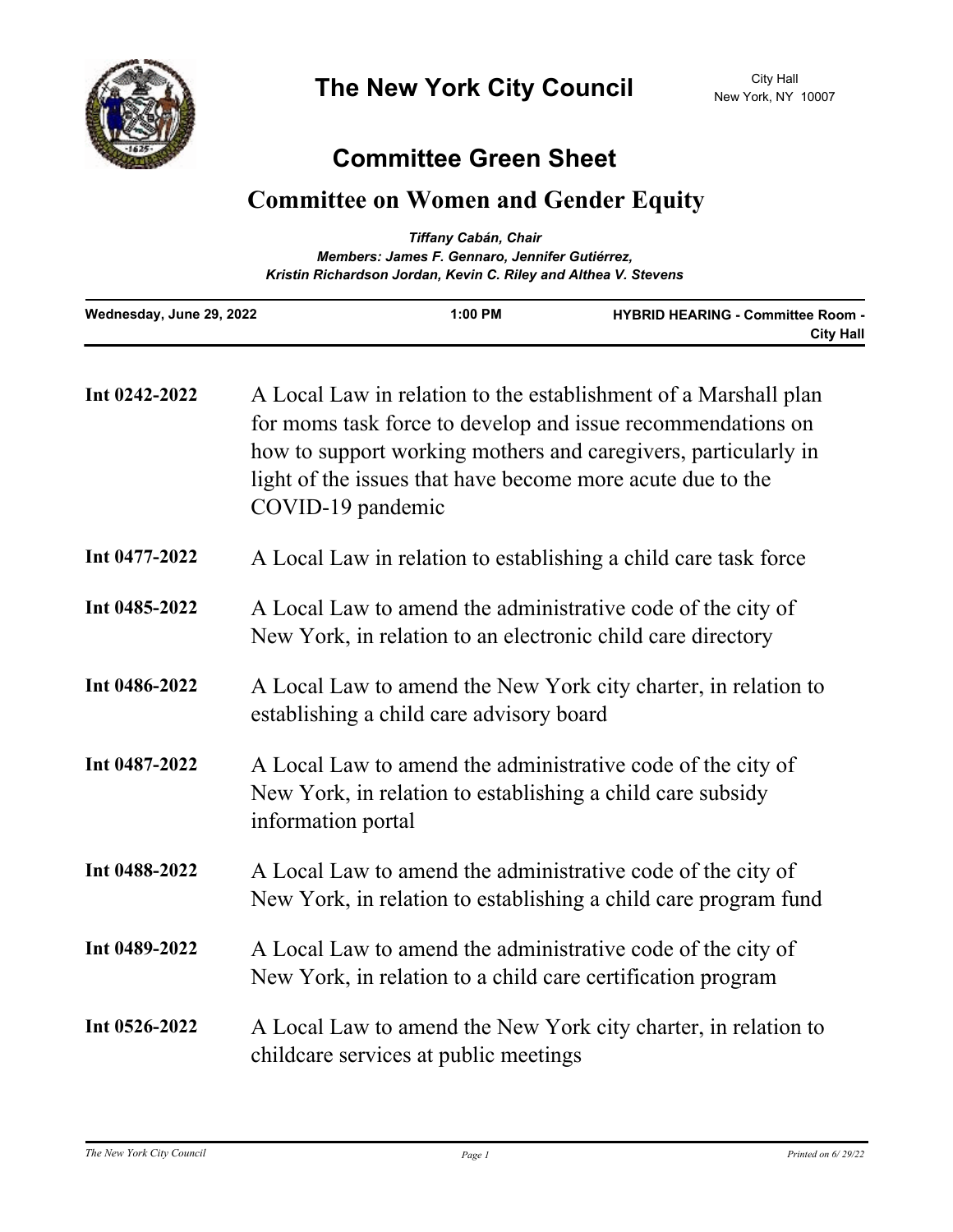# The New York City Council

City Hall
New York, NY 10007

## Committee Green Sheet

## Committee on Women and Gender Equity

*Tiffany Cabán, Chair*
*Members: James F. Gennaro, Jennifer Gutiérrez,*
*Kristin Richardson Jordan, Kevin C. Riley and Althea V. Stevens*

| Wednesday, June 29, 2022 | 1:00 PM | HYBRID HEARING - Committee Room - City Hall |
|---|---|---|

| | |
|---|---|
| **Int 0242-2022** | A Local Law in relation to the establishment of a Marshall plan for moms task force to develop and issue recommendations on how to support working mothers and caregivers, particularly in light of the issues that have become more acute due to the COVID-19 pandemic |
| **Int 0477-2022** | A Local Law in relation to establishing a child care task force |
| **Int 0485-2022** | A Local Law to amend the administrative code of the city of New York, in relation to an electronic child care directory |
| **Int 0486-2022** | A Local Law to amend the New York city charter, in relation to establishing a child care advisory board |
| **Int 0487-2022** | A Local Law to amend the administrative code of the city of New York, in relation to establishing a child care subsidy information portal |
| **Int 0488-2022** | A Local Law to amend the administrative code of the city of New York, in relation to establishing a child care program fund |
| **Int 0489-2022** | A Local Law to amend the administrative code of the city of New York, in relation to a child care certification program |
| **Int 0526-2022** | A Local Law to amend the New York city charter, in relation to childcare services at public meetings |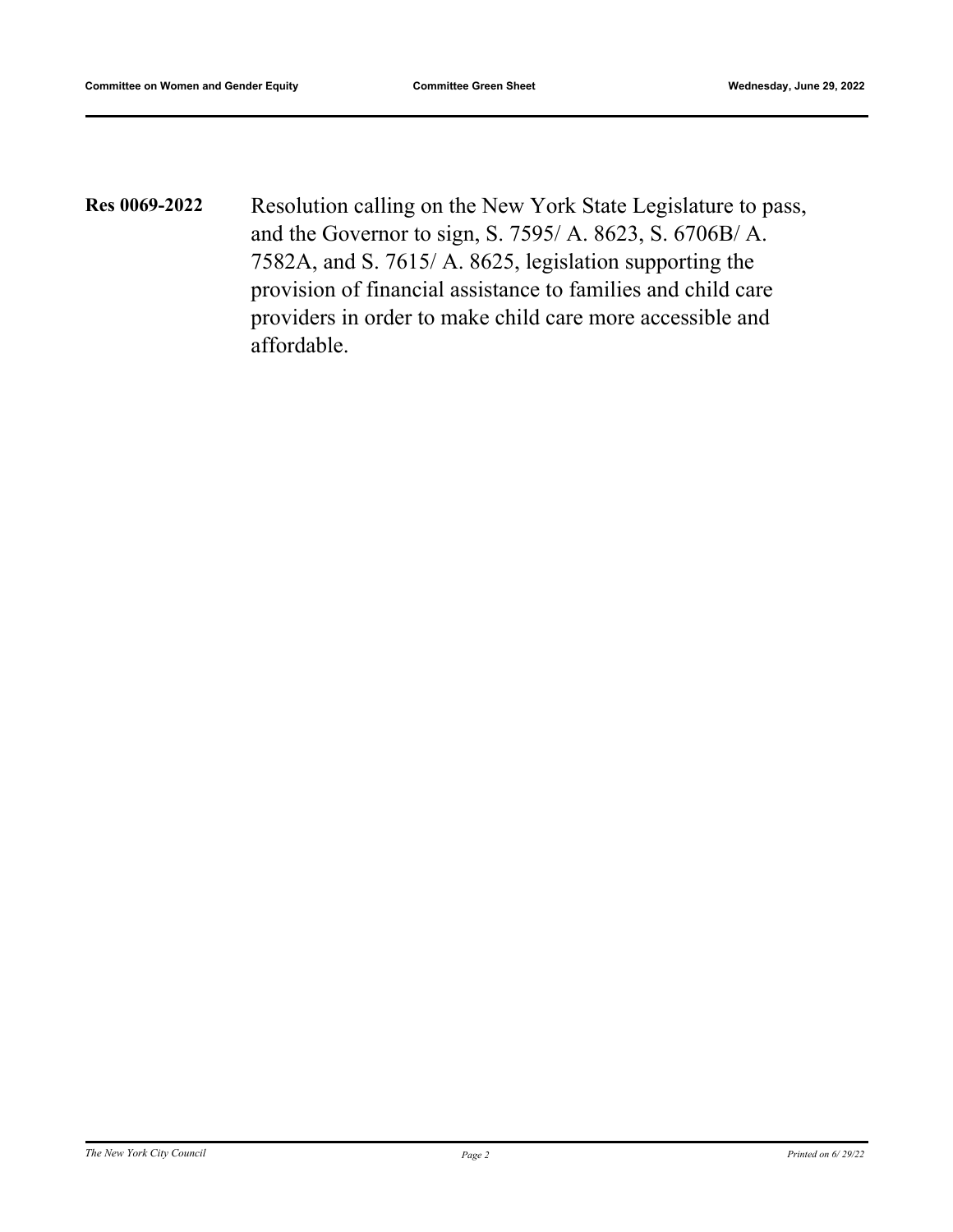**Res 0069-2022** Resolution calling on the New York State Legislature to pass, and the Governor to sign, S. 7595/ A. 8623, S. 6706B/ A. 7582A, and S. 7615/ A. 8625, legislation supporting the provision of financial assistance to families and child care providers in order to make child care more accessible and affordable.